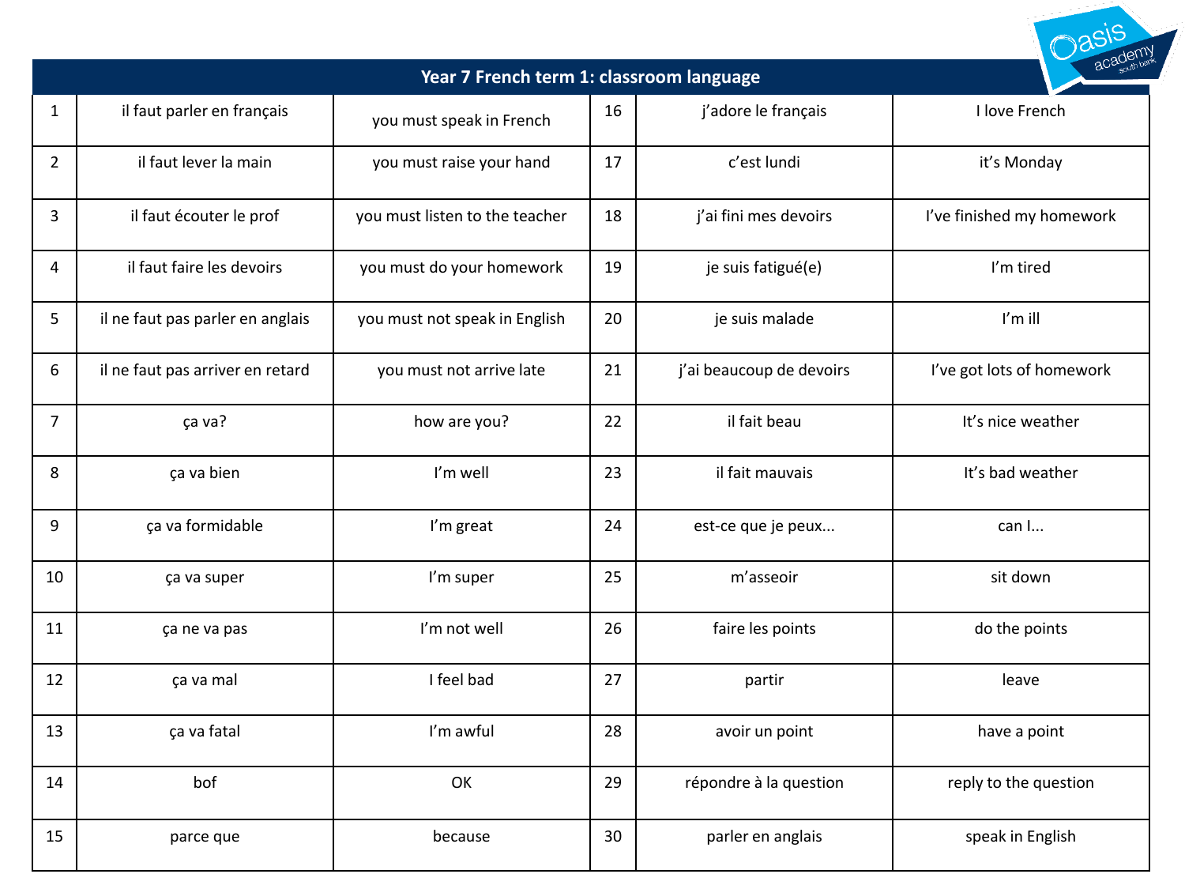# Year 7 French term 1: classroom language

| | | | | | |
|---|---|---|---|---|---|
| 1 | il faut parler en français | you must speak in French | 16 | j'adore le français | I love French |
| 2 | il faut lever la main | you must raise your hand | 17 | c'est lundi | it's Monday |
| 3 | il faut écouter le prof | you must listen to the teacher | 18 | j'ai fini mes devoirs | I've finished my homework |
| 4 | il faut faire les devoirs | you must do your homework | 19 | je suis fatigué(e) | I'm tired |
| 5 | il ne faut pas parler en anglais | you must not speak in English | 20 | je suis malade | I'm ill |
| 6 | il ne faut pas arriver en retard | you must not arrive late | 21 | j'ai beaucoup de devoirs | I've got lots of homework |
| 7 | ça va? | how are you? | 22 | il fait beau | It's nice weather |
| 8 | ça va bien | I'm well | 23 | il fait mauvais | It's bad weather |
| 9 | ça va formidable | I'm great | 24 | est-ce que je peux... | can I... |
| 10 | ça va super | I'm super | 25 | m'asseoir | sit down |
| 11 | ça ne va pas | I'm not well | 26 | faire les points | do the points |
| 12 | ça va mal | I feel bad | 27 | partir | leave |
| 13 | ça va fatal | I'm awful | 28 | avoir un point | have a point |
| 14 | bof | OK | 29 | répondre à la question | reply to the question |
| 15 | parce que | because | 30 | parler en anglais | speak in English |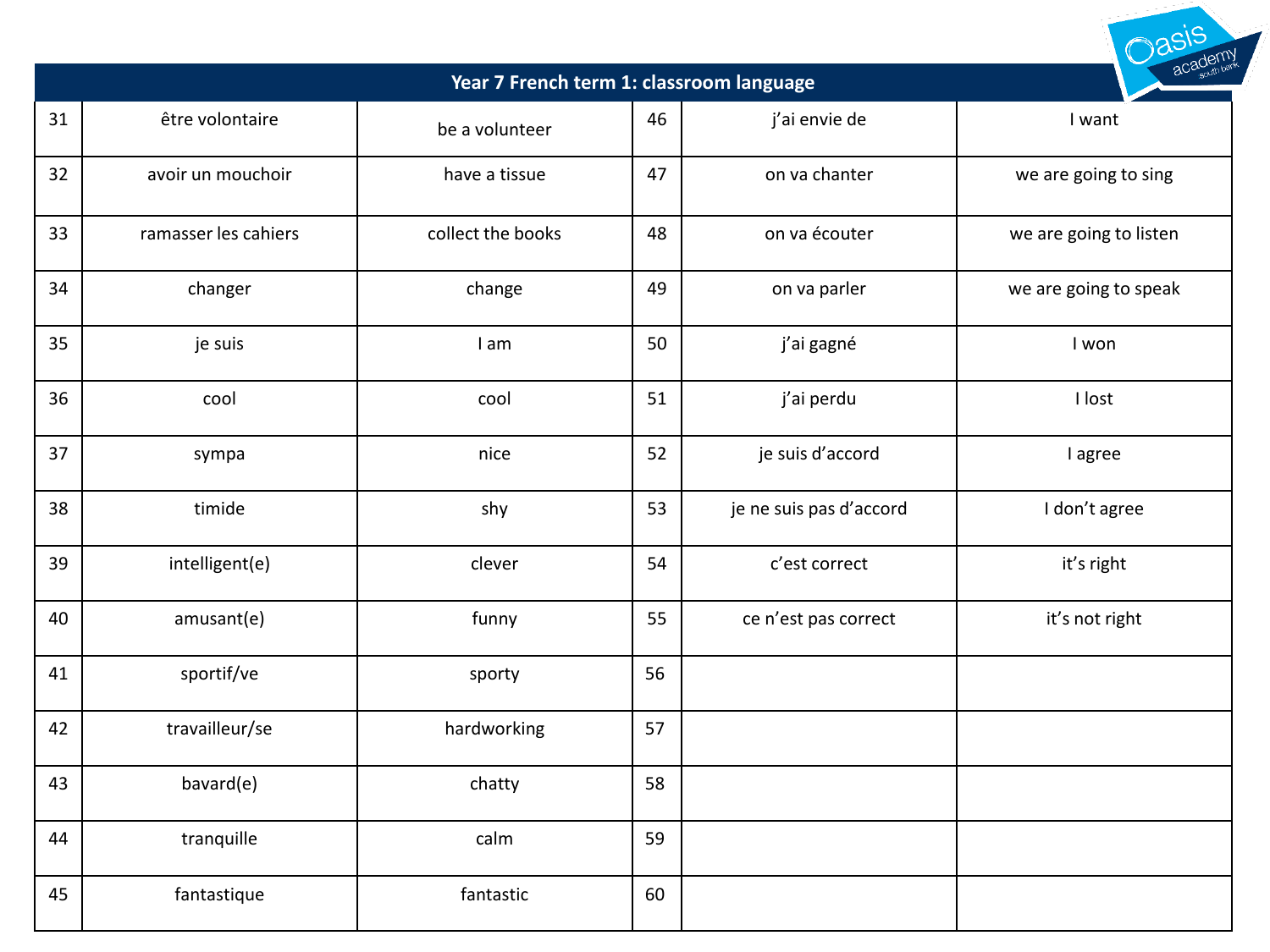## Year 7 French term 1: classroom language

| | | | | | |
|---|---|---|---|---|---|
| 31 | être volontaire | be a volunteer | 46 | j'ai envie de | I want |
| 32 | avoir un mouchoir | have a tissue | 47 | on va chanter | we are going to sing |
| 33 | ramasser les cahiers | collect the books | 48 | on va écouter | we are going to listen |
| 34 | changer | change | 49 | on va parler | we are going to speak |
| 35 | je suis | I am | 50 | j'ai gagné | I won |
| 36 | cool | cool | 51 | j'ai perdu | I lost |
| 37 | sympa | nice | 52 | je suis d'accord | I agree |
| 38 | timide | shy | 53 | je ne suis pas d'accord | I don't agree |
| 39 | intelligent(e) | clever | 54 | c'est correct | it's right |
| 40 | amusant(e) | funny | 55 | ce n'est pas correct | it's not right |
| 41 | sportif/ve | sporty | 56 | | |
| 42 | travailleur/se | hardworking | 57 | | |
| 43 | bavard(e) | chatty | 58 | | |
| 44 | tranquille | calm | 59 | | |
| 45 | fantastique | fantastic | 60 | | |